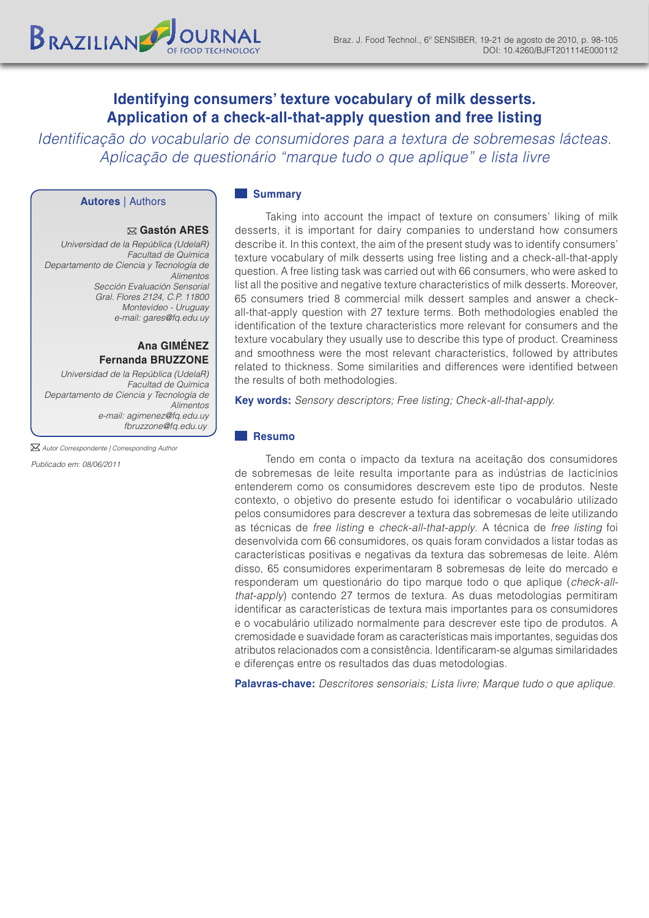# Identifying consumers' texture vocabulary of milk desserts. Application of a check-all-that-apply question and free listing

*Identificação do vocabulario de consumidores para a textura de sobremesas lácteas. Aplicação de questionário "marque tudo o que aplique" e lista livre*

**Autores** | Authors

✉ **Gastón ARES**
*Universidad de la República (UdelaR)*
*Facultad de Química*
*Departamento de Ciencia y Tecnología de Alimentos*
*Sección Evaluación Sensorial*
*Gral. Flores 2124, C.P. 11800*
*Montevideo - Uruguay*
*e-mail: gares@fq.edu.uy*

**Ana GIMÉNEZ**
**Fernanda BRUZZONE**
*Universidad de la República (UdelaR)*
*Facultad de Química*
*Departamento de Ciencia y Tecnología de Alimentos*
*e-mail: agimenez@fq.edu.uy*
*fbruzzone@fq.edu.uy*

✉ *Autor Correspondente | Corresponding Author*

*Publicado em: 08/06/2011*

## Summary

Taking into account the impact of texture on consumers' liking of milk desserts, it is important for dairy companies to understand how consumers describe it. In this context, the aim of the present study was to identify consumers' texture vocabulary of milk desserts using free listing and a check-all-that-apply question. A free listing task was carried out with 66 consumers, who were asked to list all the positive and negative texture characteristics of milk desserts. Moreover, 65 consumers tried 8 commercial milk dessert samples and answer a check-all-that-apply question with 27 texture terms. Both methodologies enabled the identification of the texture characteristics more relevant for consumers and the texture vocabulary they usually use to describe this type of product. Creaminess and smoothness were the most relevant characteristics, followed by attributes related to thickness. Some similarities and differences were identified between the results of both methodologies.

**Key words:** *Sensory descriptors; Free listing; Check-all-that-apply.*

## Resumo

Tendo em conta o impacto da textura na aceitação dos consumidores de sobremesas de leite resulta importante para as indústrias de lacticínios entenderem como os consumidores descrevem este tipo de produtos. Neste contexto, o objetivo do presente estudo foi identificar o vocabulário utilizado pelos consumidores para descrever a textura das sobremesas de leite utilizando as técnicas de *free listing* e *check-all-that-apply*. A técnica de *free listing* foi desenvolvida com 66 consumidores, os quais foram convidados a listar todas as características positivas e negativas da textura das sobremesas de leite. Além disso, 65 consumidores experimentaram 8 sobremesas de leite do mercado e responderam um questionário do tipo marque todo o que aplique (*check-all-that-apply*) contendo 27 termos de textura. As duas metodologias permitiram identificar as características de textura mais importantes para os consumidores e o vocabulário utilizado normalmente para descrever este tipo de produtos. A cremosidade e suavidade foram as características mais importantes, seguidas dos atributos relacionados com a consistência. Identificaram-se algumas similaridades e diferenças entre os resultados das duas metodologias.

**Palavras-chave:** *Descritores sensoriais; Lista livre; Marque tudo o que aplique.*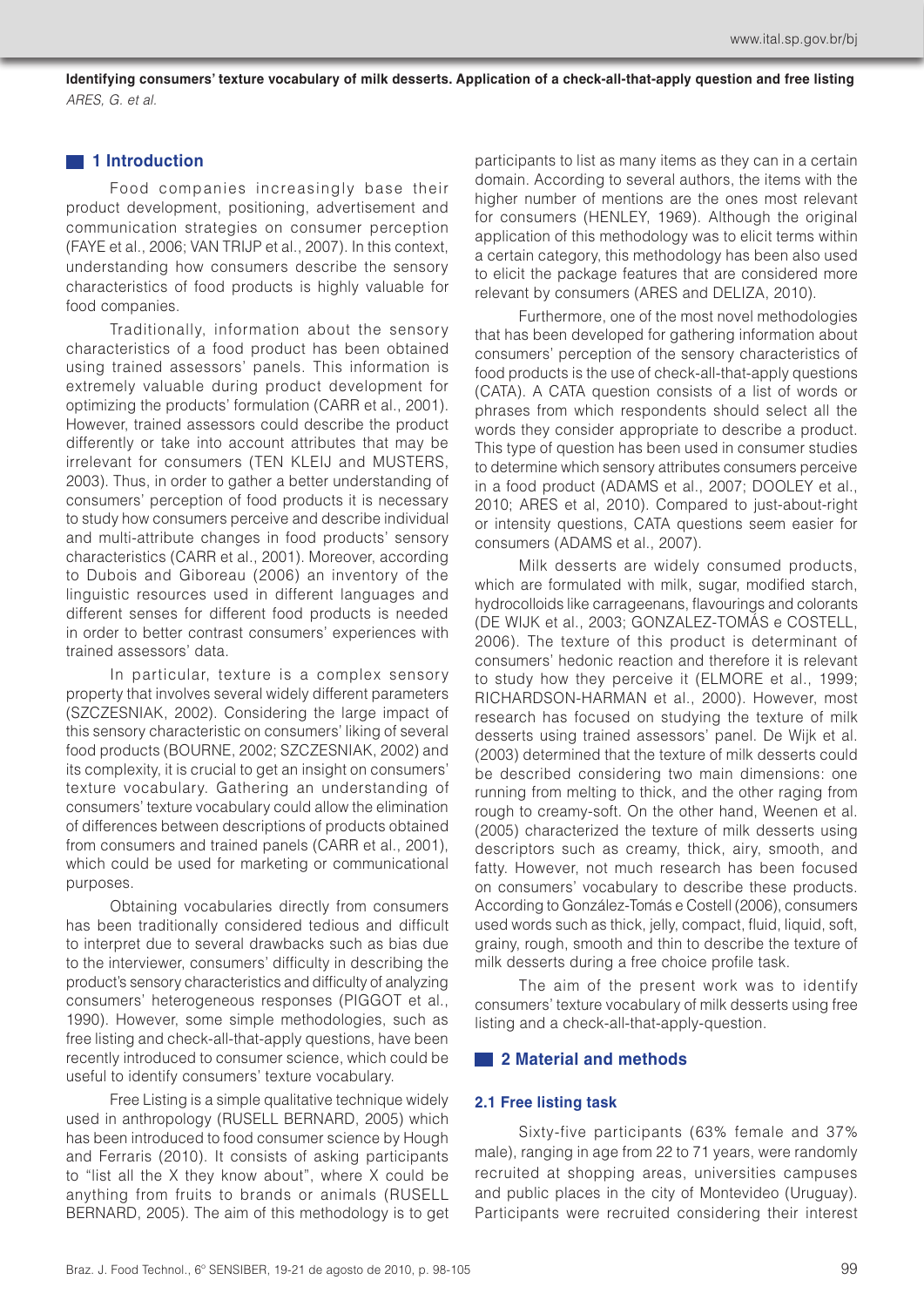## 1 Introduction

Food companies increasingly base their product development, positioning, advertisement and communication strategies on consumer perception (FAYE et al., 2006; VAN TRIJP et al., 2007). In this context, understanding how consumers describe the sensory characteristics of food products is highly valuable for food companies.

Traditionally, information about the sensory characteristics of a food product has been obtained using trained assessors' panels. This information is extremely valuable during product development for optimizing the products' formulation (CARR et al., 2001). However, trained assessors could describe the product differently or take into account attributes that may be irrelevant for consumers (TEN KLEIJ and MUSTERS, 2003). Thus, in order to gather a better understanding of consumers' perception of food products it is necessary to study how consumers perceive and describe individual and multi-attribute changes in food products' sensory characteristics (CARR et al., 2001). Moreover, according to Dubois and Giboreau (2006) an inventory of the linguistic resources used in different languages and different senses for different food products is needed in order to better contrast consumers' experiences with trained assessors' data.

In particular, texture is a complex sensory property that involves several widely different parameters (SZCZESNIAK, 2002). Considering the large impact of this sensory characteristic on consumers' liking of several food products (BOURNE, 2002; SZCZESNIAK, 2002) and its complexity, it is crucial to get an insight on consumers' texture vocabulary. Gathering an understanding of consumers' texture vocabulary could allow the elimination of differences between descriptions of products obtained from consumers and trained panels (CARR et al., 2001), which could be used for marketing or communicational purposes.

Obtaining vocabularies directly from consumers has been traditionally considered tedious and difficult to interpret due to several drawbacks such as bias due to the interviewer, consumers' difficulty in describing the product's sensory characteristics and difficulty of analyzing consumers' heterogeneous responses (PIGGOT et al., 1990). However, some simple methodologies, such as free listing and check-all-that-apply questions, have been recently introduced to consumer science, which could be useful to identify consumers' texture vocabulary.

Free Listing is a simple qualitative technique widely used in anthropology (RUSELL BERNARD, 2005) which has been introduced to food consumer science by Hough and Ferraris (2010). It consists of asking participants to "list all the X they know about", where X could be anything from fruits to brands or animals (RUSELL BERNARD, 2005). The aim of this methodology is to get participants to list as many items as they can in a certain domain. According to several authors, the items with the higher number of mentions are the ones most relevant for consumers (HENLEY, 1969). Although the original application of this methodology was to elicit terms within a certain category, this methodology has been also used to elicit the package features that are considered more relevant by consumers (ARES and DELIZA, 2010).

Furthermore, one of the most novel methodologies that has been developed for gathering information about consumers' perception of the sensory characteristics of food products is the use of check-all-that-apply questions (CATA). A CATA question consists of a list of words or phrases from which respondents should select all the words they consider appropriate to describe a product. This type of question has been used in consumer studies to determine which sensory attributes consumers perceive in a food product (ADAMS et al., 2007; DOOLEY et al., 2010; ARES et al, 2010). Compared to just-about-right or intensity questions, CATA questions seem easier for consumers (ADAMS et al., 2007).

Milk desserts are widely consumed products, which are formulated with milk, sugar, modified starch, hydrocolloids like carrageenans, flavourings and colorants (DE WIJK et al., 2003; GONZALEZ-TOMÁS e COSTELL, 2006). The texture of this product is determinant of consumers' hedonic reaction and therefore it is relevant to study how they perceive it (ELMORE et al., 1999; RICHARDSON-HARMAN et al., 2000). However, most research has focused on studying the texture of milk desserts using trained assessors' panel. De Wijk et al. (2003) determined that the texture of milk desserts could be described considering two main dimensions: one running from melting to thick, and the other raging from rough to creamy-soft. On the other hand, Weenen et al. (2005) characterized the texture of milk desserts using descriptors such as creamy, thick, airy, smooth, and fatty. However, not much research has been focused on consumers' vocabulary to describe these products. According to González-Tomás e Costell (2006), consumers used words such as thick, jelly, compact, fluid, liquid, soft, grainy, rough, smooth and thin to describe the texture of milk desserts during a free choice profile task.

The aim of the present work was to identify consumers' texture vocabulary of milk desserts using free listing and a check-all-that-apply-question.

## 2 Material and methods

### 2.1 Free listing task

Sixty-five participants (63% female and 37% male), ranging in age from 22 to 71 years, were randomly recruited at shopping areas, universities campuses and public places in the city of Montevideo (Uruguay). Participants were recruited considering their interest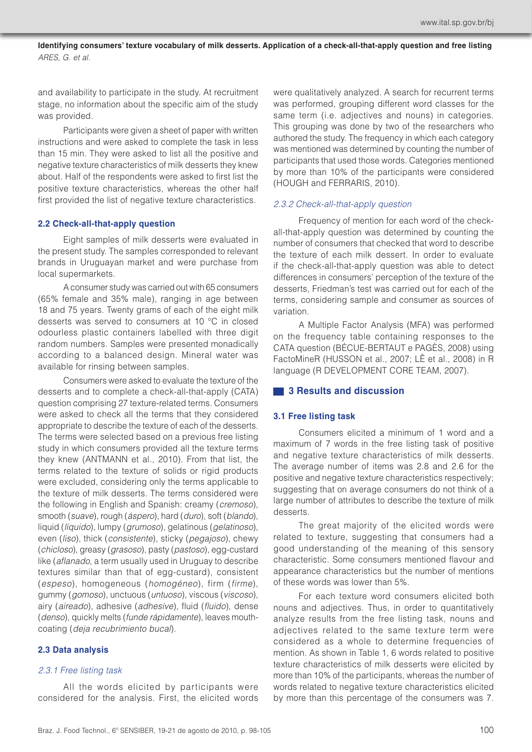and availability to participate in the study. At recruitment stage, no information about the specific aim of the study was provided.

Participants were given a sheet of paper with written instructions and were asked to complete the task in less than 15 min. They were asked to list all the positive and negative texture characteristics of milk desserts they knew about. Half of the respondents were asked to first list the positive texture characteristics, whereas the other half first provided the list of negative texture characteristics.

### 2.2 Check-all-that-apply question

Eight samples of milk desserts were evaluated in the present study. The samples corresponded to relevant brands in Uruguayan market and were purchase from local supermarkets.

A consumer study was carried out with 65 consumers (65% female and 35% male), ranging in age between 18 and 75 years. Twenty grams of each of the eight milk desserts was served to consumers at 10 °C in closed odourless plastic containers labelled with three digit random numbers. Samples were presented monadically according to a balanced design. Mineral water was available for rinsing between samples.

Consumers were asked to evaluate the texture of the desserts and to complete a check-all-that-apply (CATA) question comprising 27 texture-related terms. Consumers were asked to check all the terms that they considered appropriate to describe the texture of each of the desserts. The terms were selected based on a previous free listing study in which consumers provided all the texture terms they knew (ANTMANN et al., 2010). From that list, the terms related to the texture of solids or rigid products were excluded, considering only the terms applicable to the texture of milk desserts. The terms considered were the following in English and Spanish: creamy (*cremoso*), smooth (*suave*), rough (*áspero*), hard (*duro*), soft (*blando*), liquid (*líquido*), lumpy (*grumoso*), gelatinous (*gelatinoso*), even (*liso*), thick (*consistente*), sticky (*pegajoso*), chewy (*chicloso*), greasy (*grasoso*), pasty (*pastoso*), egg-custard like (*aflanado*, a term usually used in Uruguay to describe textures similar than that of egg-custard), consistent (*espeso*), homogeneous (*homogéneo*), firm (*firme*), gummy (*gomoso*), unctuous (*untuoso*), viscous (*viscoso*), airy (*aireado*), adhesive (*adhesive*), fluid (*fluido*), dense (*denso*), quickly melts (*funde rápidamente*), leaves mouth-coating (*deja recubrimiento bucal*).

### 2.3 Data analysis

#### 2.3.1 Free listing task

All the words elicited by participants were considered for the analysis. First, the elicited words were qualitatively analyzed. A search for recurrent terms was performed, grouping different word classes for the same term (i.e. adjectives and nouns) in categories. This grouping was done by two of the researchers who authored the study. The frequency in which each category was mentioned was determined by counting the number of participants that used those words. Categories mentioned by more than 10% of the participants were considered (HOUGH and FERRARIS, 2010).

#### 2.3.2 Check-all-that-apply question

Frequency of mention for each word of the check-all-that-apply question was determined by counting the number of consumers that checked that word to describe the texture of each milk dessert. In order to evaluate if the check-all-that-apply question was able to detect differences in consumers' perception of the texture of the desserts, Friedman's test was carried out for each of the terms, considering sample and consumer as sources of variation.

A Multiple Factor Analysis (MFA) was performed on the frequency table containing responses to the CATA question (BÉCUE-BERTAUT e PAGÈS, 2008) using FactoMineR (HUSSON et al., 2007; LÊ et al., 2008) in R language (R DEVELOPMENT CORE TEAM, 2007).

## 3 Results and discussion

### 3.1 Free listing task

Consumers elicited a minimum of 1 word and a maximum of 7 words in the free listing task of positive and negative texture characteristics of milk desserts. The average number of items was 2.8 and 2.6 for the positive and negative texture characteristics respectively; suggesting that on average consumers do not think of a large number of attributes to describe the texture of milk desserts.

The great majority of the elicited words were related to texture, suggesting that consumers had a good understanding of the meaning of this sensory characteristic. Some consumers mentioned flavour and appearance characteristics but the number of mentions of these words was lower than 5%.

For each texture word consumers elicited both nouns and adjectives. Thus, in order to quantitatively analyze results from the free listing task, nouns and adjectives related to the same texture term were considered as a whole to determine frequencies of mention. As shown in Table 1, 6 words related to positive texture characteristics of milk desserts were elicited by more than 10% of the participants, whereas the number of words related to negative texture characteristics elicited by more than this percentage of the consumers was 7.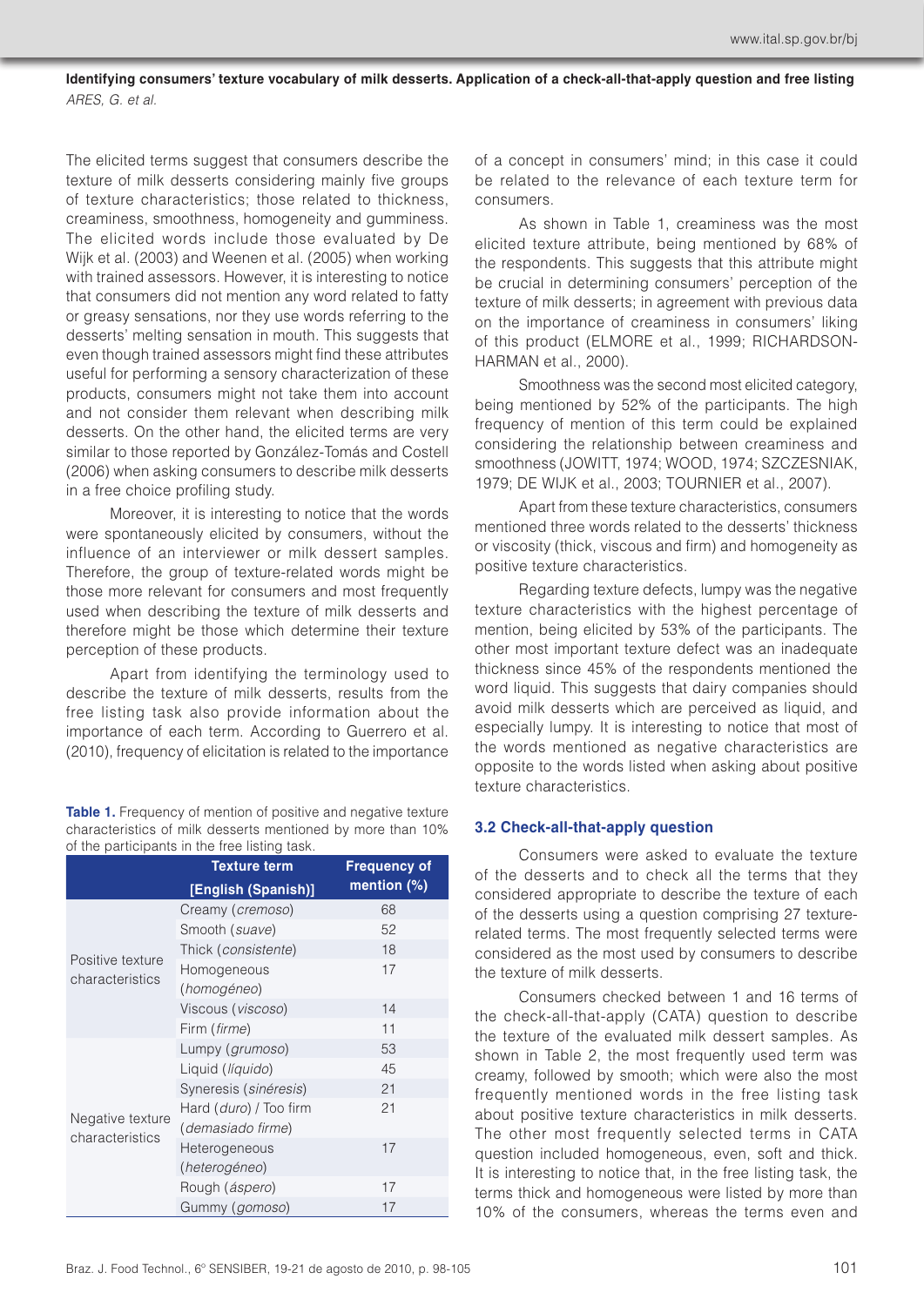The elicited terms suggest that consumers describe the texture of milk desserts considering mainly five groups of texture characteristics; those related to thickness, creaminess, smoothness, homogeneity and gumminess. The elicited words include those evaluated by De Wijk et al. (2003) and Weenen et al. (2005) when working with trained assessors. However, it is interesting to notice that consumers did not mention any word related to fatty or greasy sensations, nor they use words referring to the desserts' melting sensation in mouth. This suggests that even though trained assessors might find these attributes useful for performing a sensory characterization of these products, consumers might not take them into account and not consider them relevant when describing milk desserts. On the other hand, the elicited terms are very similar to those reported by González-Tomás and Costell (2006) when asking consumers to describe milk desserts in a free choice profiling study.

Moreover, it is interesting to notice that the words were spontaneously elicited by consumers, without the influence of an interviewer or milk dessert samples. Therefore, the group of texture-related words might be those more relevant for consumers and most frequently used when describing the texture of milk desserts and therefore might be those which determine their texture perception of these products.

Apart from identifying the terminology used to describe the texture of milk desserts, results from the free listing task also provide information about the importance of each term. According to Guerrero et al. (2010), frequency of elicitation is related to the importance of a concept in consumers' mind; in this case it could be related to the relevance of each texture term for consumers.

**Table 1.** Frequency of mention of positive and negative texture characteristics of milk desserts mentioned by more than 10% of the participants in the free listing task.

| | Texture term [English (Spanish)] | Frequency of mention (%) |
|---|---|---|
| Positive texture characteristics | Creamy (*cremoso*) | 68 |
| | Smooth (*suave*) | 52 |
| | Thick (*consistente*) | 18 |
| | Homogeneous (*homogéneo*) | 17 |
| | Viscous (*viscoso*) | 14 |
| | Firm (*firme*) | 11 |
| Negative texture characteristics | Lumpy (*grumoso*) | 53 |
| | Liquid (*líquido*) | 45 |
| | Syneresis (*sinéresis*) | 21 |
| | Hard (*duro*) / Too firm (*demasiado firme*) | 21 |
| | Heterogeneous (*heterogéneo*) | 17 |
| | Rough (*áspero*) | 17 |
| | Gummy (*gomoso*) | 17 |

As shown in Table 1, creaminess was the most elicited texture attribute, being mentioned by 68% of the respondents. This suggests that this attribute might be crucial in determining consumers' perception of the texture of milk desserts; in agreement with previous data on the importance of creaminess in consumers' liking of this product (ELMORE et al., 1999; RICHARDSON-HARMAN et al., 2000).

Smoothness was the second most elicited category, being mentioned by 52% of the participants. The high frequency of mention of this term could be explained considering the relationship between creaminess and smoothness (JOWITT, 1974; WOOD, 1974; SZCZESNIAK, 1979; DE WIJK et al., 2003; TOURNIER et al., 2007).

Apart from these texture characteristics, consumers mentioned three words related to the desserts' thickness or viscosity (thick, viscous and firm) and homogeneity as positive texture characteristics.

Regarding texture defects, lumpy was the negative texture characteristics with the highest percentage of mention, being elicited by 53% of the participants. The other most important texture defect was an inadequate thickness since 45% of the respondents mentioned the word liquid. This suggests that dairy companies should avoid milk desserts which are perceived as liquid, and especially lumpy. It is interesting to notice that most of the words mentioned as negative characteristics are opposite to the words listed when asking about positive texture characteristics.

### 3.2 Check-all-that-apply question

Consumers were asked to evaluate the texture of the desserts and to check all the terms that they considered appropriate to describe the texture of each of the desserts using a question comprising 27 texture-related terms. The most frequently selected terms were considered as the most used by consumers to describe the texture of milk desserts.

Consumers checked between 1 and 16 terms of the check-all-that-apply (CATA) question to describe the texture of the evaluated milk dessert samples. As shown in Table 2, the most frequently used term was creamy, followed by smooth; which were also the most frequently mentioned words in the free listing task about positive texture characteristics in milk desserts. The other most frequently selected terms in CATA question included homogeneous, even, soft and thick. It is interesting to notice that, in the free listing task, the terms thick and homogeneous were listed by more than 10% of the consumers, whereas the terms even and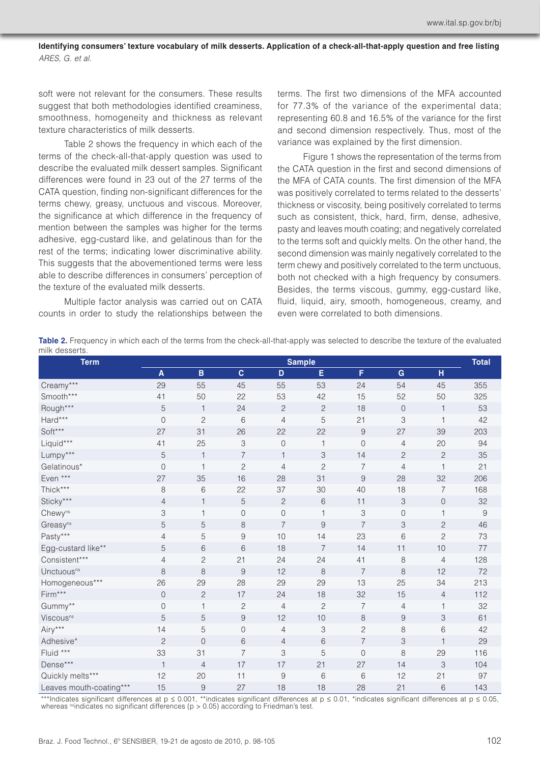soft were not relevant for the consumers. These results suggest that both methodologies identified creaminess, smoothness, homogeneity and thickness as relevant texture characteristics of milk desserts.

Table 2 shows the frequency in which each of the terms of the check-all-that-apply question was used to describe the evaluated milk dessert samples. Significant differences were found in 23 out of the 27 terms of the CATA question, finding non-significant differences for the terms chewy, greasy, unctuous and viscous. Moreover, the significance at which difference in the frequency of mention between the samples was higher for the terms adhesive, egg-custard like, and gelatinous than for the rest of the terms; indicating lower discriminative ability. This suggests that the abovementioned terms were less able to describe differences in consumers' perception of the texture of the evaluated milk desserts.

Multiple factor analysis was carried out on CATA counts in order to study the relationships between the terms. The first two dimensions of the MFA accounted for 77.3% of the variance of the experimental data; representing 60.8 and 16.5% of the variance for the first and second dimension respectively. Thus, most of the variance was explained by the first dimension.

Figure 1 shows the representation of the terms from the CATA question in the first and second dimensions of the MFA of CATA counts. The first dimension of the MFA was positively correlated to terms related to the desserts' thickness or viscosity, being positively correlated to terms such as consistent, thick, hard, firm, dense, adhesive, pasty and leaves mouth coating; and negatively correlated to the terms soft and quickly melts. On the other hand, the second dimension was mainly negatively correlated to the term chewy and positively correlated to the term unctuous, both not checked with a high frequency by consumers. Besides, the terms viscous, gummy, egg-custard like, fluid, liquid, airy, smooth, homogeneous, creamy, and even were correlated to both dimensions.

**Table 2.** Frequency in which each of the terms from the check-all-that-apply was selected to describe the texture of the evaluated milk desserts.

| Term | Sample | | | | | | | | Total |
|---|---|---|---|---|---|---|---|---|---|
| | A | B | C | D | E | F | G | H | |
| Creamy*** | 29 | 55 | 45 | 55 | 53 | 24 | 54 | 45 | 355 |
| Smooth*** | 41 | 50 | 22 | 53 | 42 | 15 | 52 | 50 | 325 |
| Rough*** | 5 | 1 | 24 | 2 | 2 | 18 | 0 | 1 | 53 |
| Hard*** | 0 | 2 | 6 | 4 | 5 | 21 | 3 | 1 | 42 |
| Soft*** | 27 | 31 | 26 | 22 | 22 | 9 | 27 | 39 | 203 |
| Liquid*** | 41 | 25 | 3 | 0 | 1 | 0 | 4 | 20 | 94 |
| Lumpy*** | 5 | 1 | 7 | 1 | 3 | 14 | 2 | 2 | 35 |
| Gelatinous* | 0 | 1 | 2 | 4 | 2 | 7 | 4 | 1 | 21 |
| Even *** | 27 | 35 | 16 | 28 | 31 | 9 | 28 | 32 | 206 |
| Thick*** | 8 | 6 | 22 | 37 | 30 | 40 | 18 | 7 | 168 |
| Sticky*** | 4 | 1 | 5 | 2 | 6 | 11 | 3 | 0 | 32 |
| Chewy^ns | 3 | 1 | 0 | 0 | 1 | 3 | 0 | 1 | 9 |
| Greasy^ns | 5 | 5 | 8 | 7 | 9 | 7 | 3 | 2 | 46 |
| Pasty*** | 4 | 5 | 9 | 10 | 14 | 23 | 6 | 2 | 73 |
| Egg-custard like** | 5 | 6 | 6 | 18 | 7 | 14 | 11 | 10 | 77 |
| Consistent*** | 4 | 2 | 21 | 24 | 24 | 41 | 8 | 4 | 128 |
| Unctuous^ns | 8 | 8 | 9 | 12 | 8 | 7 | 8 | 12 | 72 |
| Homogeneous*** | 26 | 29 | 28 | 29 | 29 | 13 | 25 | 34 | 213 |
| Firm*** | 0 | 2 | 17 | 24 | 18 | 32 | 15 | 4 | 112 |
| Gummy** | 0 | 1 | 2 | 4 | 2 | 7 | 4 | 1 | 32 |
| Viscous^ns | 5 | 5 | 9 | 12 | 10 | 8 | 9 | 3 | 61 |
| Airy*** | 14 | 5 | 0 | 4 | 3 | 2 | 8 | 6 | 42 |
| Adhesive* | 2 | 0 | 6 | 4 | 6 | 7 | 3 | 1 | 29 |
| Fluid *** | 33 | 31 | 7 | 3 | 5 | 0 | 8 | 29 | 116 |
| Dense*** | 1 | 4 | 17 | 17 | 21 | 27 | 14 | 3 | 104 |
| Quickly melts*** | 12 | 20 | 11 | 9 | 6 | 6 | 12 | 21 | 97 |
| Leaves mouth-coating*** | 15 | 9 | 27 | 18 | 18 | 28 | 21 | 6 | 143 |

***Indicates significant differences at $p \leq 0.001$, **indicates significant differences at $p \leq 0.01$, *indicates significant differences at $p \leq 0.05$, whereas ^ns indicates no significant differences ($p > 0.05$) according to Friedman's test.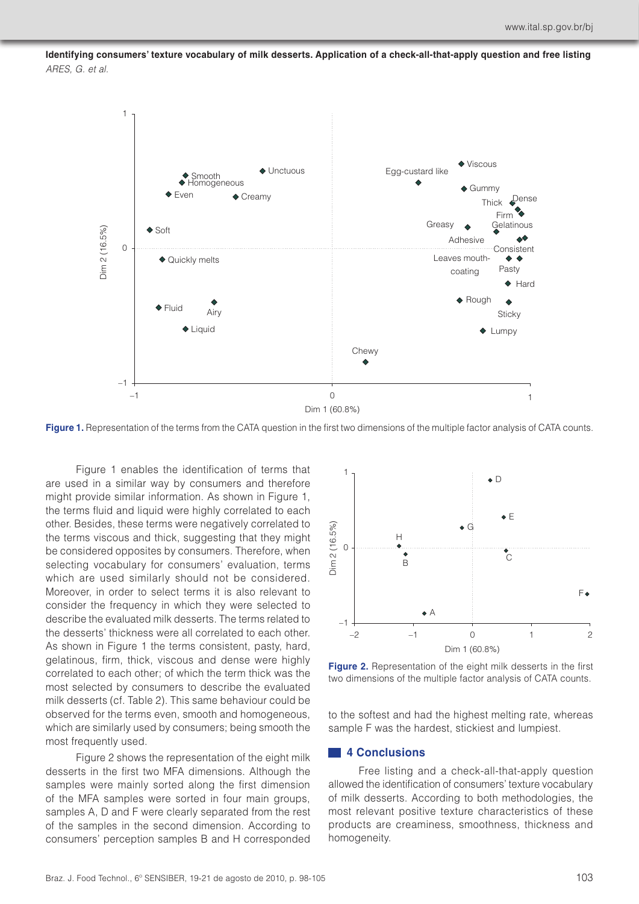Figure 1. Representation of the terms from the CATA question in the first two dimensions of the multiple factor analysis of CATA counts.

Figure 1 enables the identification of terms that are used in a similar way by consumers and therefore might provide similar information. As shown in Figure 1, the terms fluid and liquid were highly correlated to each other. Besides, these terms were negatively correlated to the terms viscous and thick, suggesting that they might be considered opposites by consumers. Therefore, when selecting vocabulary for consumers' evaluation, terms which are used similarly should not be considered. Moreover, in order to select terms it is also relevant to consider the frequency in which they were selected to describe the evaluated milk desserts. The terms related to the desserts' thickness were all correlated to each other. As shown in Figure 1 the terms consistent, pasty, hard, gelatinous, firm, thick, viscous and dense were highly correlated to each other; of which the term thick was the most selected by consumers to describe the evaluated milk desserts (cf. Table 2). This same behaviour could be observed for the terms even, smooth and homogeneous, which are similarly used by consumers; being smooth the most frequently used.

Figure 2 shows the representation of the eight milk desserts in the first two MFA dimensions. Although the samples were mainly sorted along the first dimension of the MFA samples were sorted in four main groups, samples A, D and F were clearly separated from the rest of the samples in the second dimension. According to consumers' perception samples B and H corresponded to the softest and had the highest melting rate, whereas sample F was the hardest, stickiest and lumpiest.

Figure 2. Representation of the eight milk desserts in the first two dimensions of the multiple factor analysis of CATA counts.

## 4 Conclusions

Free listing and a check-all-that-apply question allowed the identification of consumers' texture vocabulary of milk desserts. According to both methodologies, the most relevant positive texture characteristics of these products are creaminess, smoothness, thickness and homogeneity.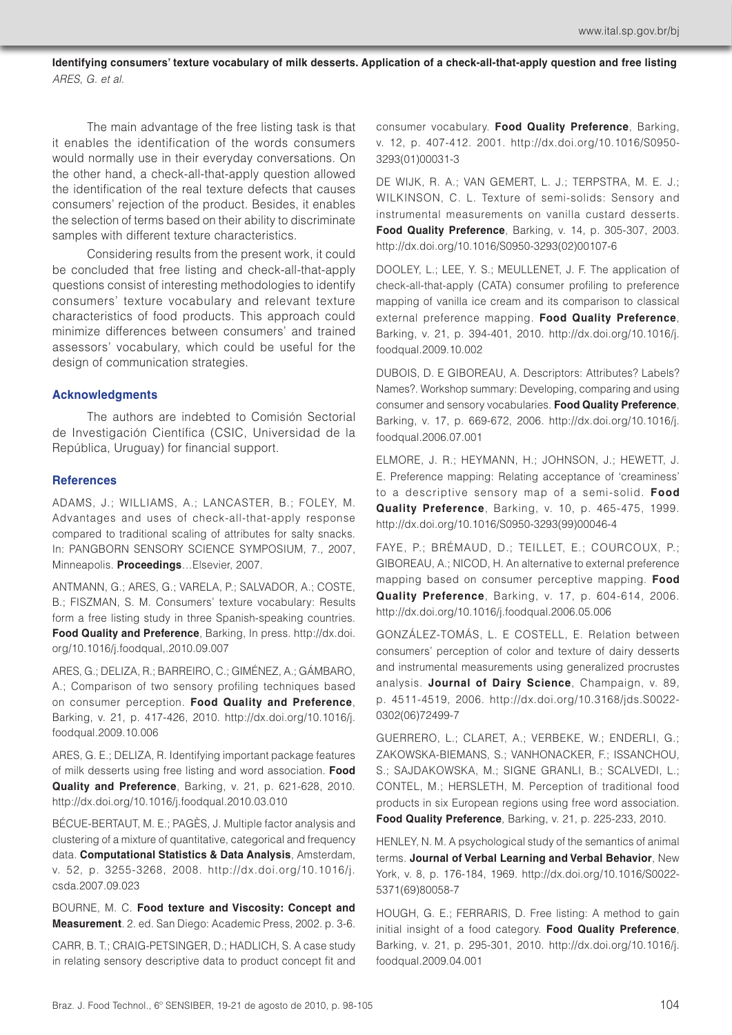The main advantage of the free listing task is that it enables the identification of the words consumers would normally use in their everyday conversations. On the other hand, a check-all-that-apply question allowed the identification of the real texture defects that causes consumers' rejection of the product. Besides, it enables the selection of terms based on their ability to discriminate samples with different texture characteristics.

Considering results from the present work, it could be concluded that free listing and check-all-that-apply questions consist of interesting methodologies to identify consumers' texture vocabulary and relevant texture characteristics of food products. This approach could minimize differences between consumers' and trained assessors' vocabulary, which could be useful for the design of communication strategies.

### Acknowledgments

The authors are indebted to Comisión Sectorial de Investigación Científica (CSIC, Universidad de la República, Uruguay) for financial support.

### References

ADAMS, J.; WILLIAMS, A.; LANCASTER, B.; FOLEY, M. Advantages and uses of check-all-that-apply response compared to traditional scaling of attributes for salty snacks. In: PANGBORN SENSORY SCIENCE SYMPOSIUM, 7., 2007, Minneapolis. **Proceedings**...Elsevier, 2007.

ANTMANN, G.; ARES, G.; VARELA, P.; SALVADOR, A.; COSTE, B.; FISZMAN, S. M. Consumers' texture vocabulary: Results form a free listing study in three Spanish-speaking countries. **Food Quality and Preference**, Barking, In press. http://dx.doi.org/10.1016/j.foodqual,.2010.09.007

ARES, G.; DELIZA, R.; BARREIRO, C.; GIMÉNEZ, A.; GÁMBARO, A.; Comparison of two sensory profiling techniques based on consumer perception. **Food Quality and Preference**, Barking, v. 21, p. 417-426, 2010. http://dx.doi.org/10.1016/j.foodqual.2009.10.006

ARES, G. E.; DELIZA, R. Identifying important package features of milk desserts using free listing and word association. **Food Quality and Preference**, Barking, v. 21, p. 621-628, 2010. http://dx.doi.org/10.1016/j.foodqual.2010.03.010

BÉCUE-BERTAUT, M. E.; PAGÈS, J. Multiple factor analysis and clustering of a mixture of quantitative, categorical and frequency data. **Computational Statistics & Data Analysis**, Amsterdam, v. 52, p. 3255-3268, 2008. http://dx.doi.org/10.1016/j.csda.2007.09.023

BOURNE, M. C. **Food texture and Viscosity: Concept and Measurement**. 2. ed. San Diego: Academic Press, 2002. p. 3-6.

CARR, B. T.; CRAIG-PETSINGER, D.; HADLICH, S. A case study in relating sensory descriptive data to product concept fit and consumer vocabulary. **Food Quality Preference**, Barking, v. 12, p. 407-412. 2001. http://dx.doi.org/10.1016/S0950-3293(01)00031-3

DE WIJK, R. A.; VAN GEMERT, L. J.; TERPSTRA, M. E. J.; WILKINSON, C. L. Texture of semi-solids: Sensory and instrumental measurements on vanilla custard desserts. **Food Quality Preference**, Barking, v. 14, p. 305-307, 2003. http://dx.doi.org/10.1016/S0950-3293(02)00107-6

DOOLEY, L.; LEE, Y. S.; MEULLENET, J. F. The application of check-all-that-apply (CATA) consumer profiling to preference mapping of vanilla ice cream and its comparison to classical external preference mapping. **Food Quality Preference**, Barking, v. 21, p. 394-401, 2010. http://dx.doi.org/10.1016/j.foodqual.2009.10.002

DUBOIS, D. E GIBOREAU, A. Descriptors: Attributes? Labels? Names?. Workshop summary: Developing, comparing and using consumer and sensory vocabularies. **Food Quality Preference**, Barking, v. 17, p. 669-672, 2006. http://dx.doi.org/10.1016/j.foodqual.2006.07.001

ELMORE, J. R.; HEYMANN, H.; JOHNSON, J.; HEWETT, J. E. Preference mapping: Relating acceptance of 'creaminess' to a descriptive sensory map of a semi-solid. **Food Quality Preference**, Barking, v. 10, p. 465-475, 1999. http://dx.doi.org/10.1016/S0950-3293(99)00046-4

FAYE, P.; BRÉMAUD, D.; TEILLET, E.; COURCOUX, P.; GIBOREAU, A.; NICOD, H. An alternative to external preference mapping based on consumer perceptive mapping. **Food Quality Preference**, Barking, v. 17, p. 604-614, 2006. http://dx.doi.org/10.1016/j.foodqual.2006.05.006

GONZÁLEZ-TOMÁS, L. E COSTELL, E. Relation between consumers' perception of color and texture of dairy desserts and instrumental measurements using generalized procrustes analysis. **Journal of Dairy Science**, Champaign, v. 89, p. 4511-4519, 2006. http://dx.doi.org/10.3168/jds.S0022-0302(06)72499-7

GUERRERO, L.; CLARET, A.; VERBEKE, W.; ENDERLI, G.; ZAKOWSKA-BIEMANS, S.; VANHONACKER, F.; ISSANCHOU, S.; SAJDAKOWSKA, M.; SIGNE GRANLI, B.; SCALVEDI, L.; CONTEL, M.; HERSLETH, M. Perception of traditional food products in six European regions using free word association. **Food Quality Preference**, Barking, v. 21, p. 225-233, 2010.

HENLEY, N. M. A psychological study of the semantics of animal terms. **Journal of Verbal Learning and Verbal Behavior**, New York, v. 8, p. 176-184, 1969. http://dx.doi.org/10.1016/S0022-5371(69)80058-7

HOUGH, G. E.; FERRARIS, D. Free listing: A method to gain initial insight of a food category. **Food Quality Preference**, Barking, v. 21, p. 295-301, 2010. http://dx.doi.org/10.1016/j.foodqual.2009.04.001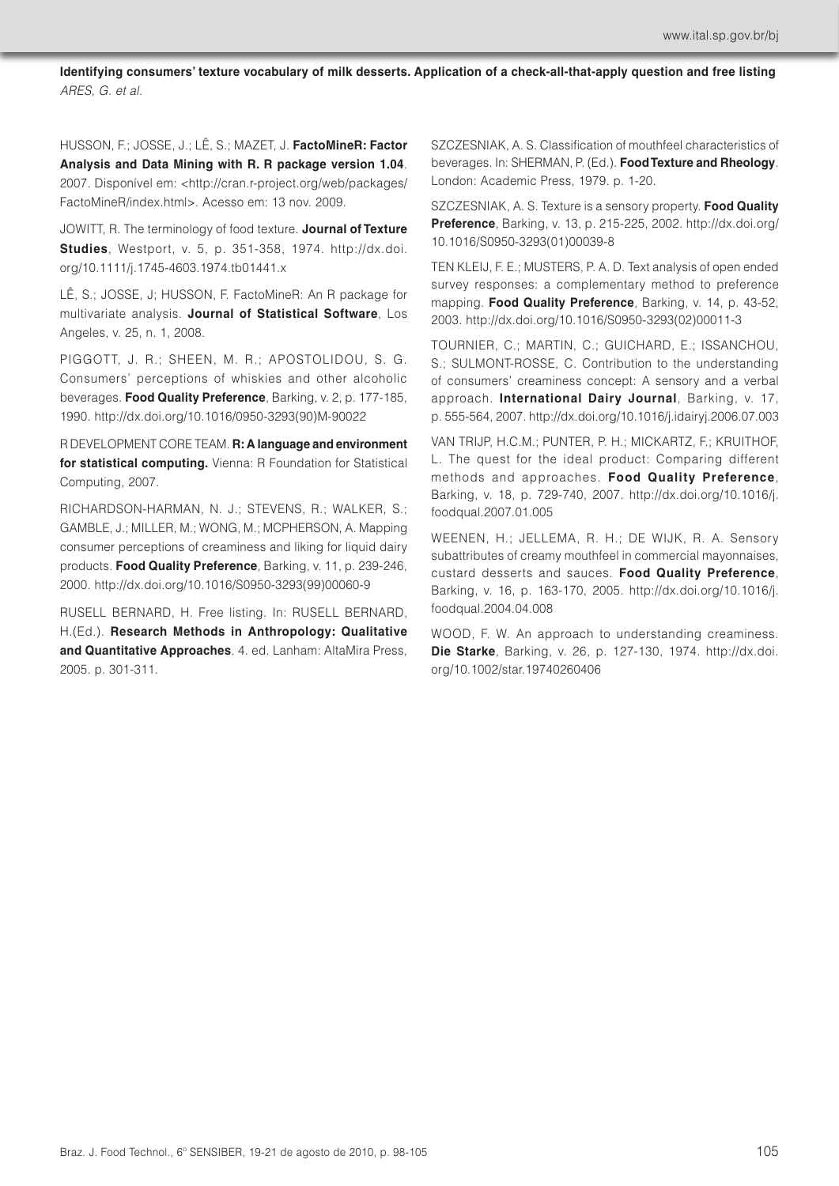HUSSON, F.; JOSSE, J.; LÊ, S.; MAZET, J. **FactoMineR: Factor Analysis and Data Mining with R. R package version 1.04**. 2007. Disponível em: <http://cran.r-project.org/web/packages/FactoMineR/index.html>. Acesso em: 13 nov. 2009.

JOWITT, R. The terminology of food texture. **Journal of Texture Studies**, Westport, v. 5, p. 351-358, 1974. http://dx.doi.org/10.1111/j.1745-4603.1974.tb01441.x

LÊ, S.; JOSSE, J; HUSSON, F. FactoMineR: An R package for multivariate analysis. **Journal of Statistical Software**, Los Angeles, v. 25, n. 1, 2008.

PIGGOTT, J. R.; SHEEN, M. R.; APOSTOLIDOU, S. G. Consumers' perceptions of whiskies and other alcoholic beverages. **Food Quality Preference**, Barking, v. 2, p. 177-185, 1990. http://dx.doi.org/10.1016/0950-3293(90)M-90022

R DEVELOPMENT CORE TEAM. **R: A language and environment for statistical computing.** Vienna: R Foundation for Statistical Computing, 2007.

RICHARDSON-HARMAN, N. J.; STEVENS, R.; WALKER, S.; GAMBLE, J.; MILLER, M.; WONG, M.; MCPHERSON, A. Mapping consumer perceptions of creaminess and liking for liquid dairy products. **Food Quality Preference**, Barking, v. 11, p. 239-246, 2000. http://dx.doi.org/10.1016/S0950-3293(99)00060-9

RUSELL BERNARD, H. Free listing. In: RUSELL BERNARD, H.(Ed.). **Research Methods in Anthropology: Qualitative and Quantitative Approaches**. 4. ed. Lanham: AltaMira Press, 2005. p. 301-311.

SZCZESNIAK, A. S. Classification of mouthfeel characteristics of beverages. In: SHERMAN, P. (Ed.). **Food Texture and Rheology**. London: Academic Press, 1979. p. 1-20.

SZCZESNIAK, A. S. Texture is a sensory property. **Food Quality Preference**, Barking, v. 13, p. 215-225, 2002. http://dx.doi.org/10.1016/S0950-3293(01)00039-8

TEN KLEIJ, F. E.; MUSTERS, P. A. D. Text analysis of open ended survey responses: a complementary method to preference mapping. **Food Quality Preference**, Barking, v. 14, p. 43-52, 2003. http://dx.doi.org/10.1016/S0950-3293(02)00011-3

TOURNIER, C.; MARTIN, C.; GUICHARD, E.; ISSANCHOU, S.; SULMONT-ROSSE, C. Contribution to the understanding of consumers' creaminess concept: A sensory and a verbal approach. **International Dairy Journal**, Barking, v. 17, p. 555-564, 2007. http://dx.doi.org/10.1016/j.idairyj.2006.07.003

VAN TRIJP, H.C.M.; PUNTER, P. H.; MICKARTZ, F.; KRUITHOF, L. The quest for the ideal product: Comparing different methods and approaches. **Food Quality Preference**, Barking, v. 18, p. 729-740, 2007. http://dx.doi.org/10.1016/j.foodqual.2007.01.005

WEENEN, H.; JELLEMA, R. H.; DE WIJK, R. A. Sensory subattributes of creamy mouthfeel in commercial mayonnaises, custard desserts and sauces. **Food Quality Preference**, Barking, v. 16, p. 163-170, 2005. http://dx.doi.org/10.1016/j.foodqual.2004.04.008

WOOD, F. W. An approach to understanding creaminess. **Die Starke**, Barking, v. 26, p. 127-130, 1974. http://dx.doi.org/10.1002/star.19740260406